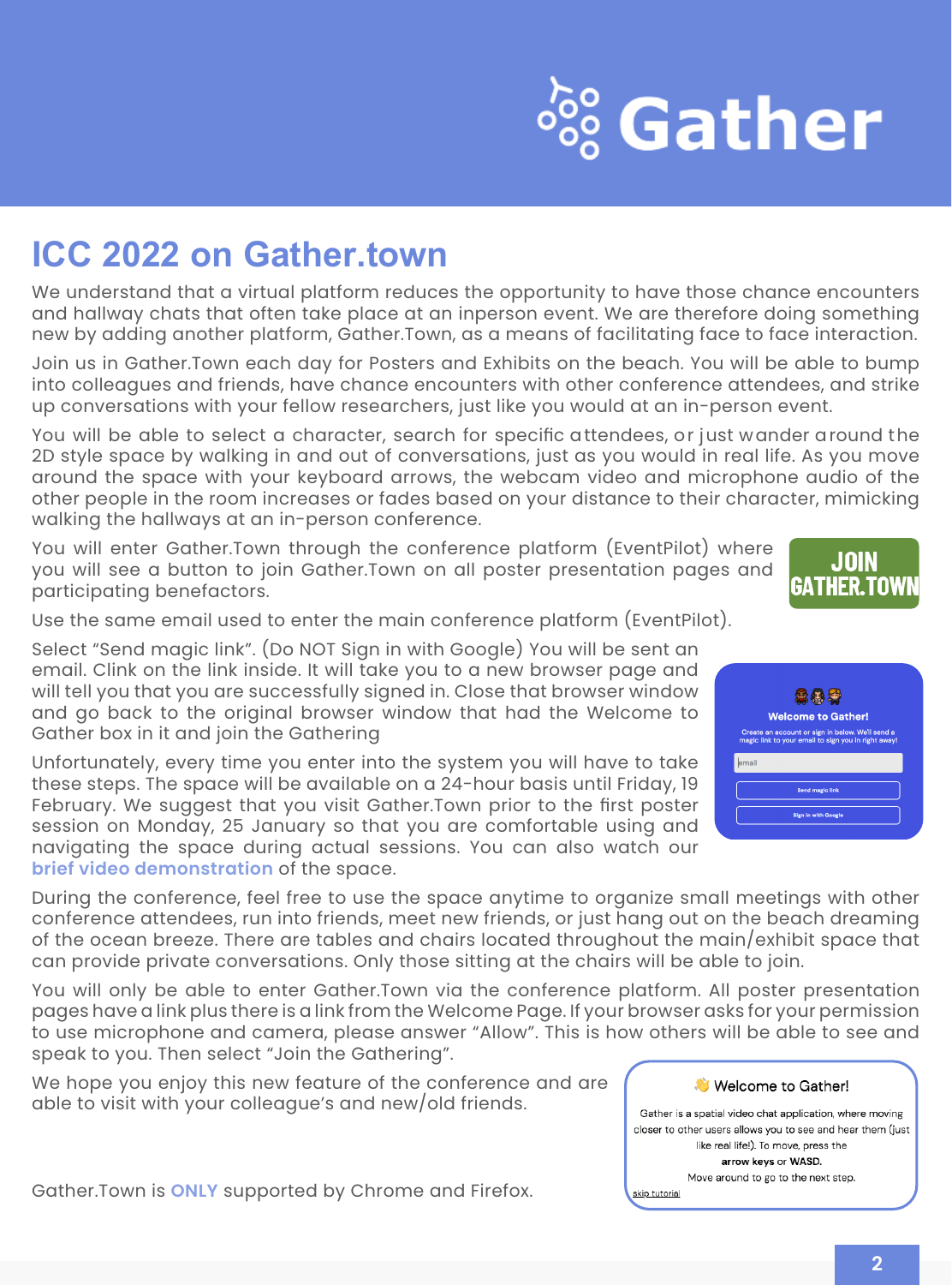# ICC 2022 on Gather.town

We understand that a virtual platform reduces the opportunity to have those chance encounters and hallway chats that often take place at an inperson event. We are therefore doing something new by adding another platform, Gather.Town, as a means of facilitating face to face interaction.

Join us in Gather.Town each day for Posters and Exhibits on the beach. You will be able to bump into colleagues and friends, have chance encounters with other conference attendees, and strike up conversations with your fellow researchers, just like you would at an in-person event.

You will be able to select a character, search for specific attendees, or just wander around the 2D style space by walking in and out of conversations, just as you would in real life. As you move around the space with your keyboard arrows, the webcam video and microphone audio of the other people in the room increases or fades based on your distance to their character, mimicking walking the hallways at an in-person conference.

You will enter Gather.Town through the conference platform (EventPilot) where you will see a button to join Gather.Town on all poster presentation pages and participating benefactors.

JOIN GATHER.TOWN

Use the same email used to enter the main conference platform (EventPilot).

Select "Send magic link". (Do NOT Sign in with Google) You will be sent an email. Clink on the link inside. It will take you to a new browser page and will tell you that you are successfully signed in. Close that browser window and go back to the original browser window that had the Welcome to Gather box in it and join the Gathering

Unfortunately, every time you enter into the system you will have to take these steps. The space will be available on a 24-hour basis until Friday, 19 February. We suggest that you visit Gather.Town prior to the first poster session on Monday, 25 January so that you are comfortable using and navigating the space during actual sessions. You can also watch our **brief video demonstration** of the space.

During the conference, feel free to use the space anytime to organize small meetings with other conference attendees, run into friends, meet new friends, or just hang out on the beach dreaming of the ocean breeze. There are tables and chairs located throughout the main/exhibit space that can provide private conversations. Only those sitting at the chairs will be able to join.

You will only be able to enter Gather.Town via the conference platform. All poster presentation pages have a link plus there is a link from the Welcome Page. If your browser asks for your permission to use microphone and camera, please answer "Allow". This is how others will be able to see and speak to you. Then select "Join the Gathering".

We hope you enjoy this new feature of the conference and are able to visit with your colleague's and new/old friends.

Gather.Town is **ONLY** supported by Chrome and Firefox.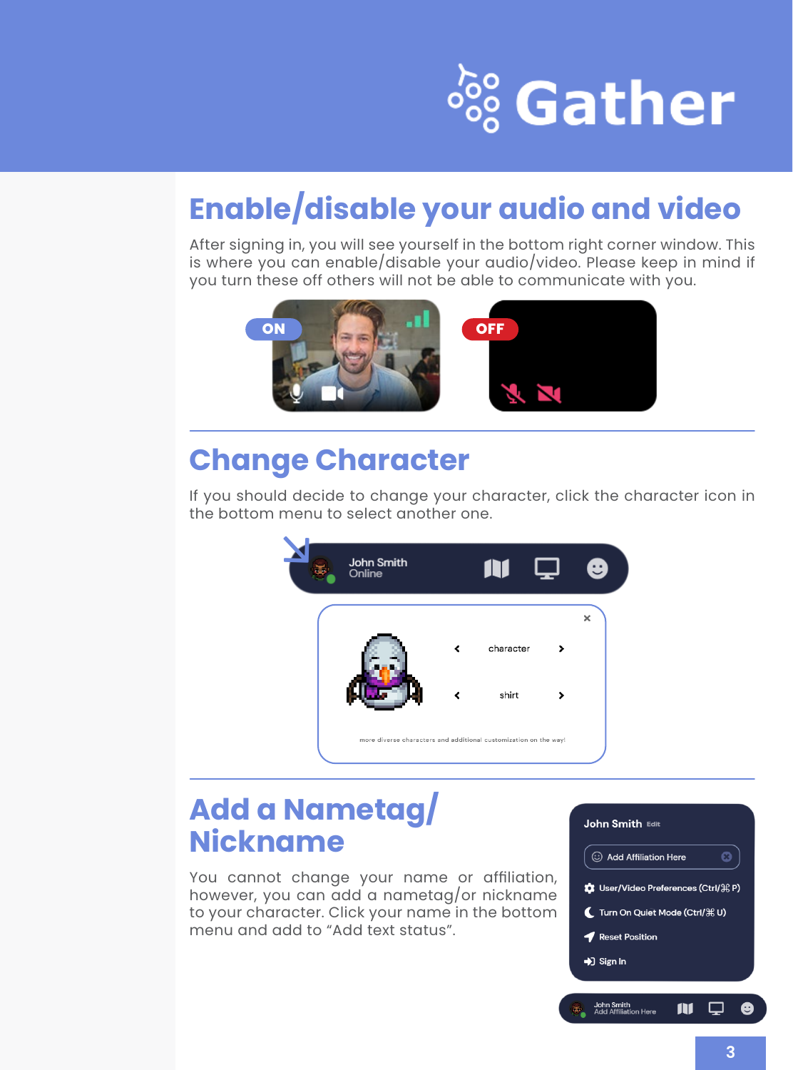## Enable/disable your audio and video

After signing in, you will see yourself in the bottom right corner window. This is where you can enable/disable your audio/video. Please keep in mind if you turn these off others will not be able to communicate with you.

## Change Character

If you should decide to change your character, click the character icon in the bottom menu to select another one.

## Add a Nametag/ Nickname

You cannot change your name or affiliation, however, you can add a nametag/or nickname to your character. Click your name in the bottom menu and add to "Add text status".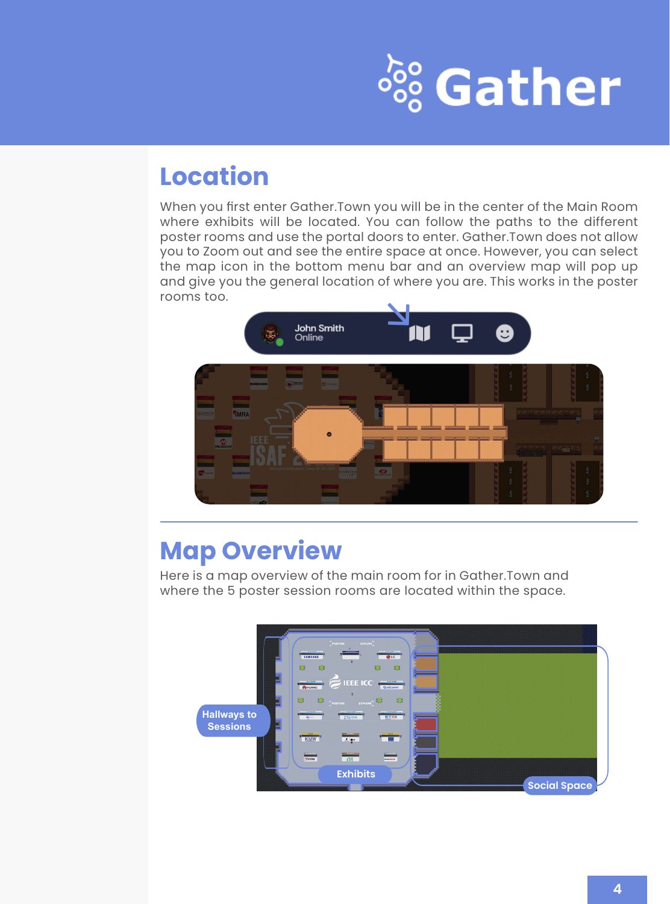## Location

When you first enter Gather.Town you will be in the center of the Main Room where exhibits will be located. You can follow the paths to the different poster rooms and use the portal doors to enter. Gather.Town does not allow you to Zoom out and see the entire space at once. However, you can select the map icon in the bottom menu bar and an overview map will pop up and give you the general location of where you are. This works in the poster rooms too.

## Map Overview

Here is a map overview of the main room for in Gather.Town and where the 5 poster session rooms are located within the space.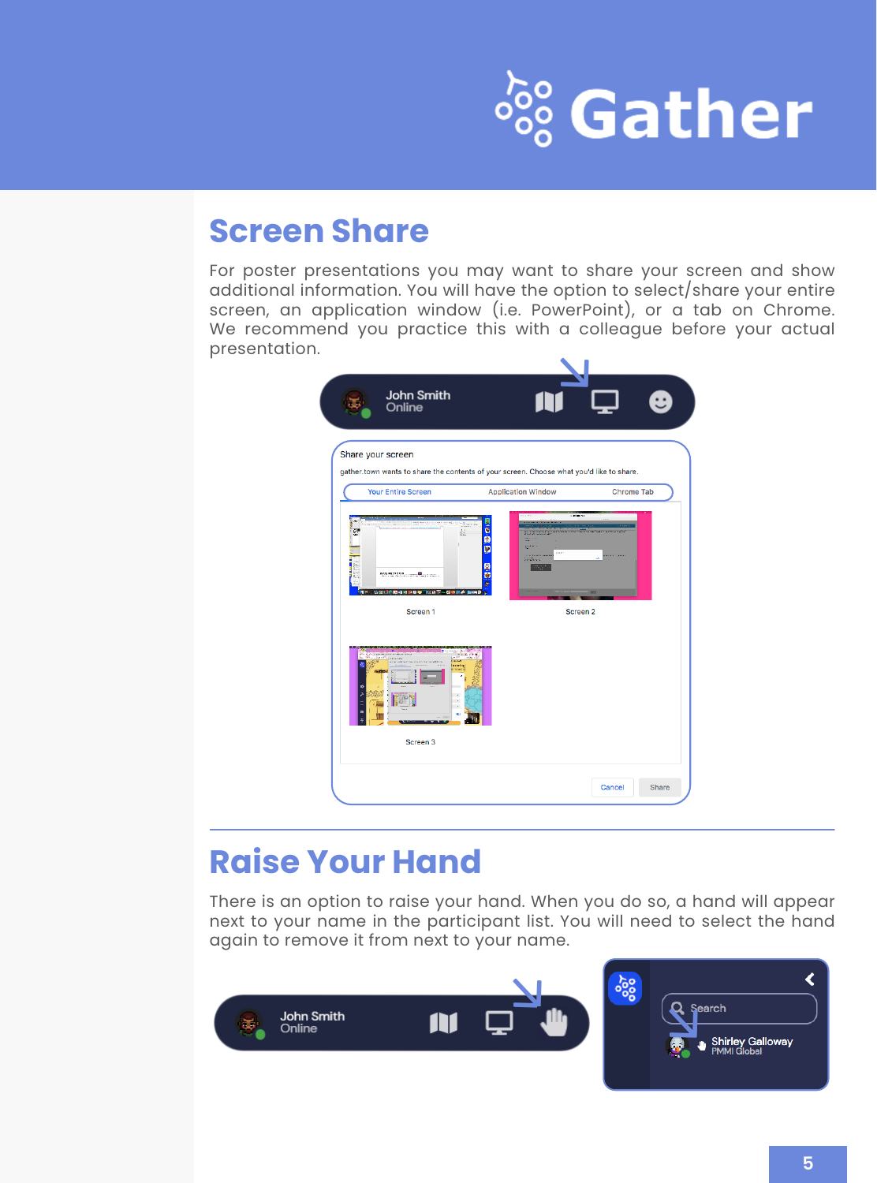## Screen Share

For poster presentations you may want to share your screen and show additional information. You will have the option to select/share your entire screen, an application window (i.e. PowerPoint), or a tab on Chrome. We recommend you practice this with a colleague before your actual presentation.

## Raise Your Hand

There is an option to raise your hand. When you do so, a hand will appear next to your name in the participant list. You will need to select the hand again to remove it from next to your name.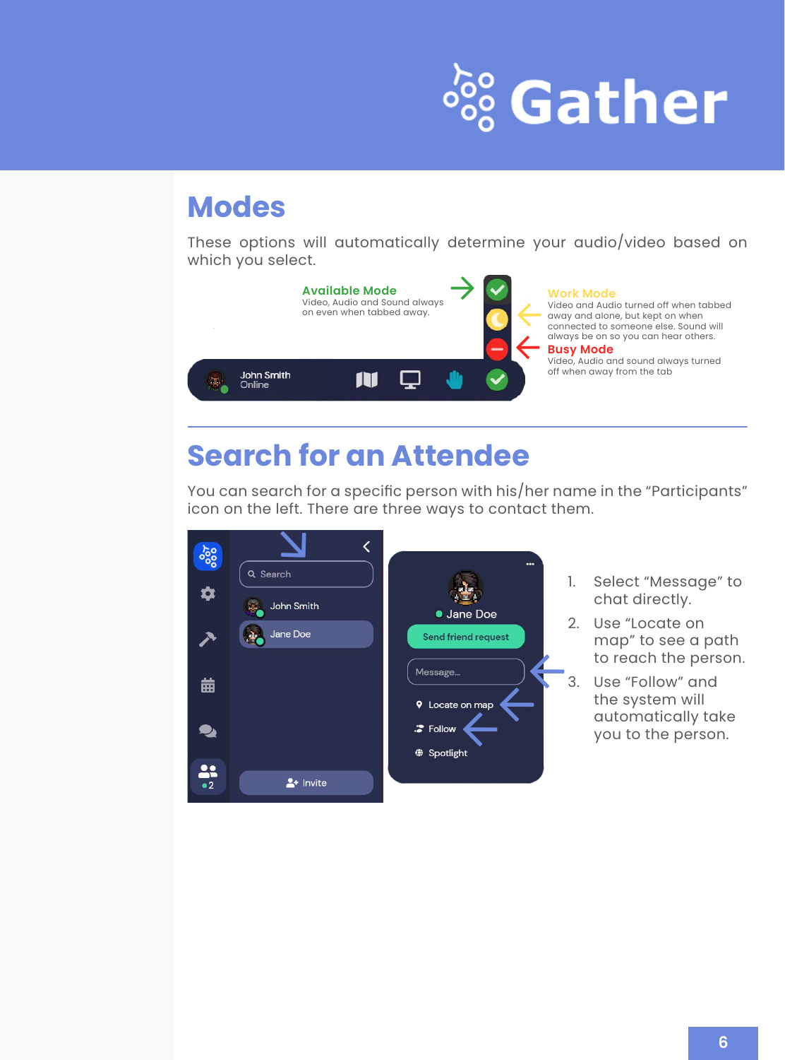# Modes

These options will automatically determine your audio/video based on which you select.

**Available Mode**
Video, Audio and Sound always on even when tabbed away.

**Work Mode**
Video and Audio turned off when tabbed away and alone, but kept on when connected to someone else. Sound will always be on so you can hear others.

**Busy Mode**
Video, Audio and sound always turned off when away from the tab

# Search for an Attendee

You can search for a specific person with his/her name in the "Participants" icon on the left. There are three ways to contact them.

1. Select "Message" to chat directly.
2. Use "Locate on map" to see a path to reach the person.
3. Use "Follow" and the system will automatically take you to the person.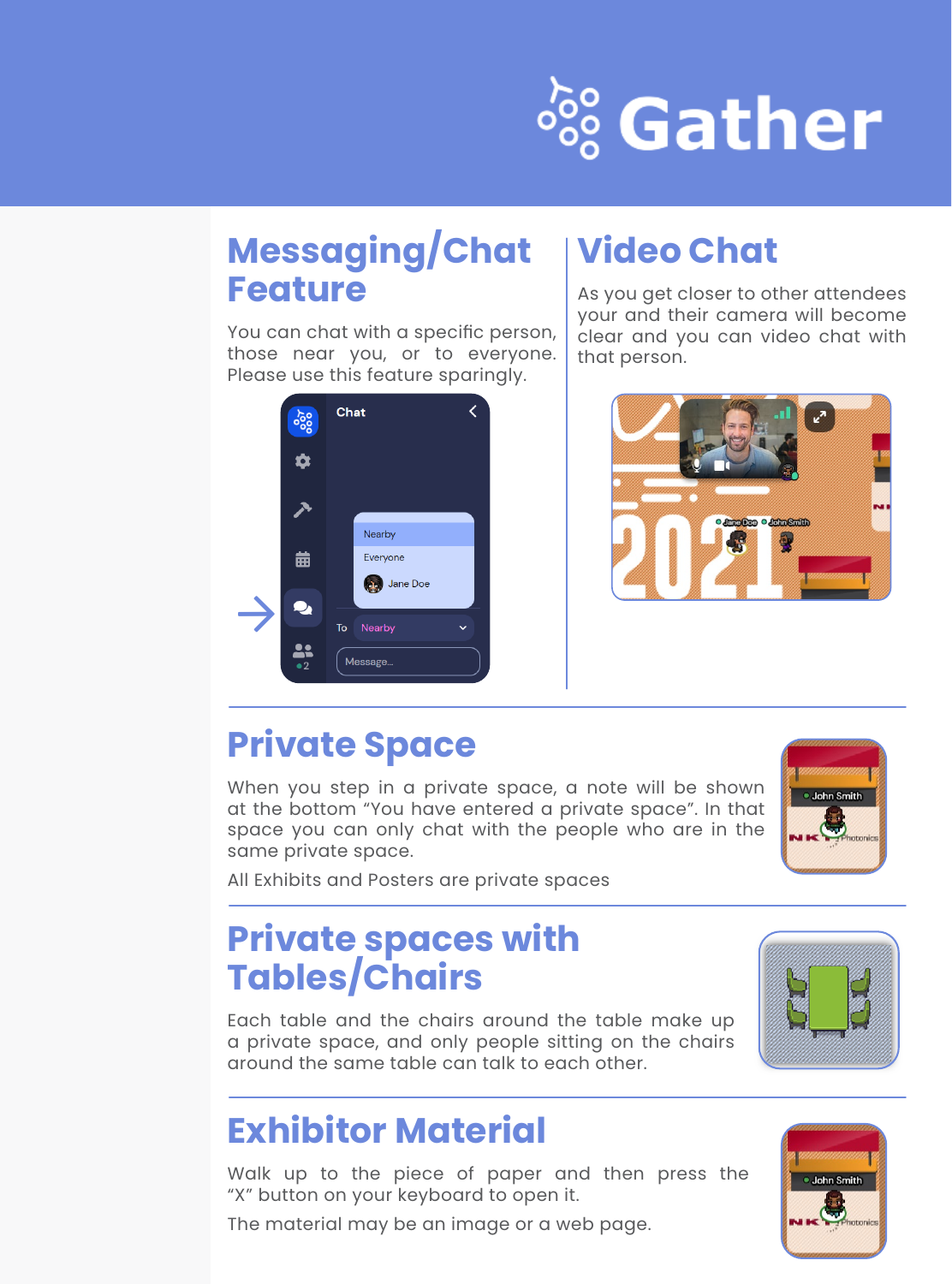# Gather

## Messaging/Chat Feature

You can chat with a specific person, those near you, or to everyone. Please use this feature sparingly.

## Video Chat

As you get closer to other attendees your and their camera will become clear and you can video chat with that person.

## Private Space

When you step in a private space, a note will be shown at the bottom “You have entered a private space”. In that space you can only chat with the people who are in the same private space.

All Exhibits and Posters are private spaces

## Private spaces with Tables/Chairs

Each table and the chairs around the table make up a private space, and only people sitting on the chairs around the same table can talk to each other.

## Exhibitor Material

Walk up to the piece of paper and then press the “X” button on your keyboard to open it.

The material may be an image or a web page.